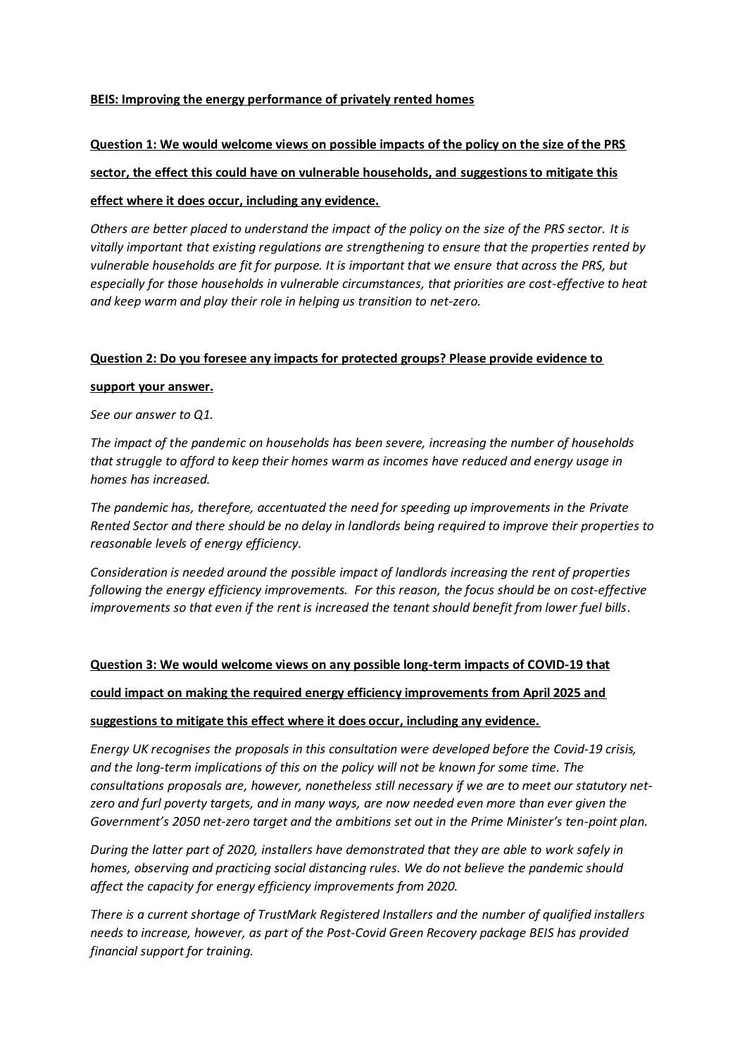**BEIS: Improving the energy performance of privately rented homes**

**Question 1: We would welcome views on possible impacts of the policy on the size of the PRS sector, the effect this could have on vulnerable households, and suggestions to mitigate this effect where it does occur, including any evidence.**

*Others are better placed to understand the impact of the policy on the size of the PRS sector. It is vitally important that existing regulations are strengthening to ensure that the properties rented by vulnerable households are fit for purpose. It is important that we ensure that across the PRS, but especially for those households in vulnerable circumstances, that priorities are cost-effective to heat and keep warm and play their role in helping us transition to net-zero.*

**Question 2: Do you foresee any impacts for protected groups? Please provide evidence to support your answer.**

*See our answer to Q1.*

*The impact of the pandemic on households has been severe, increasing the number of households that struggle to afford to keep their homes warm as incomes have reduced and energy usage in homes has increased.*

*The pandemic has, therefore, accentuated the need for speeding up improvements in the Private Rented Sector and there should be no delay in landlords being required to improve their properties to reasonable levels of energy efficiency.*

*Consideration is needed around the possible impact of landlords increasing the rent of properties following the energy efficiency improvements. For this reason, the focus should be on cost-effective improvements so that even if the rent is increased the tenant should benefit from lower fuel bills.*

**Question 3: We would welcome views on any possible long-term impacts of COVID-19 that could impact on making the required energy efficiency improvements from April 2025 and suggestions to mitigate this effect where it does occur, including any evidence.**

*Energy UK recognises the proposals in this consultation were developed before the Covid-19 crisis, and the long-term implications of this on the policy will not be known for some time. The consultations proposals are, however, nonetheless still necessary if we are to meet our statutory net-zero and furl poverty targets, and in many ways, are now needed even more than ever given the Government's 2050 net-zero target and the ambitions set out in the Prime Minister's ten-point plan.*

*During the latter part of 2020, installers have demonstrated that they are able to work safely in homes, observing and practicing social distancing rules. We do not believe the pandemic should affect the capacity for energy efficiency improvements from 2020.*

*There is a current shortage of TrustMark Registered Installers and the number of qualified installers needs to increase, however, as part of the Post-Covid Green Recovery package BEIS has provided financial support for training.*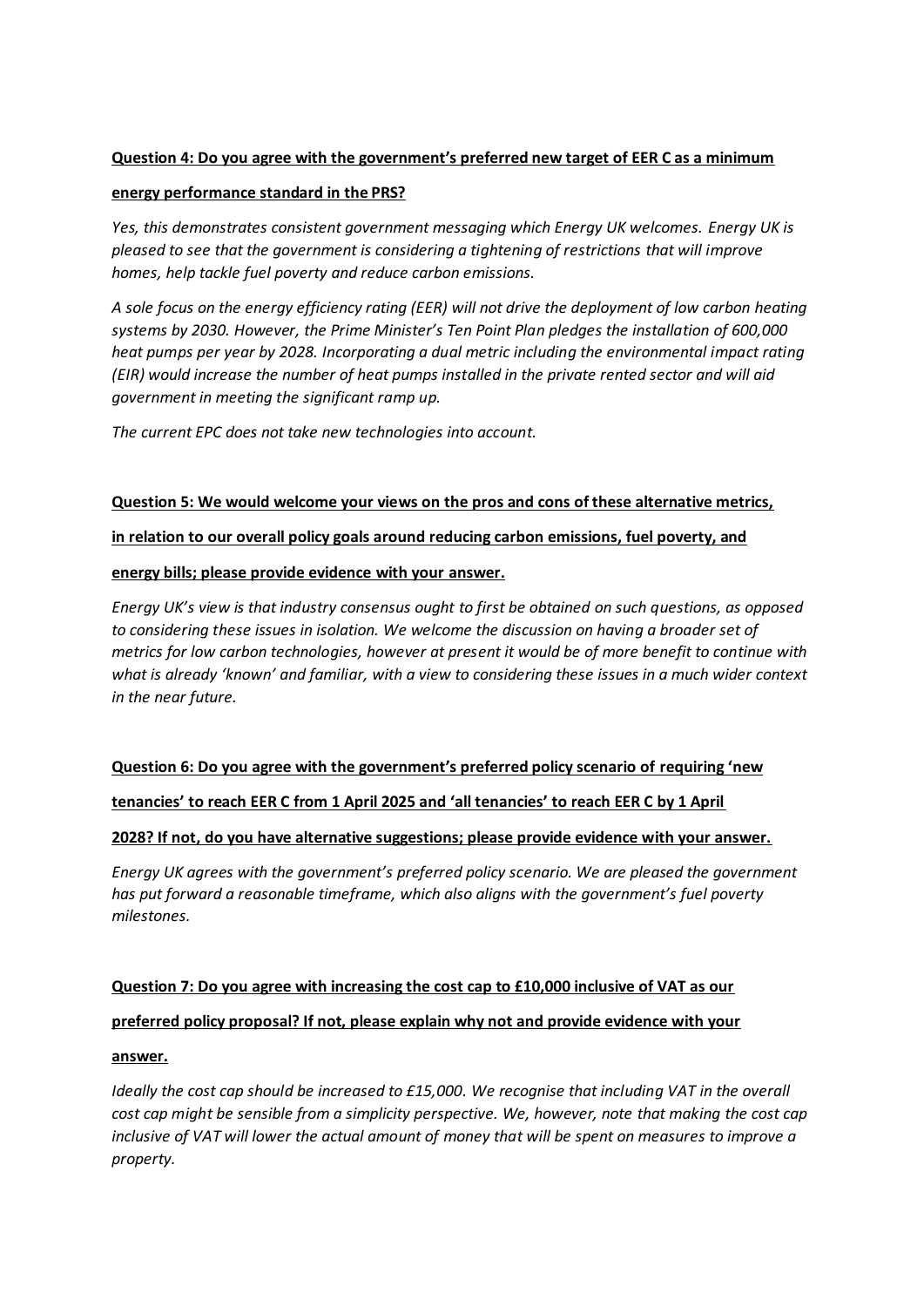**Question 4: Do you agree with the government's preferred new target of EER C as a minimum energy performance standard in the PRS?**

*Yes, this demonstrates consistent government messaging which Energy UK welcomes. Energy UK is pleased to see that the government is considering a tightening of restrictions that will improve homes, help tackle fuel poverty and reduce carbon emissions.*

*A sole focus on the energy efficiency rating (EER) will not drive the deployment of low carbon heating systems by 2030. However, the Prime Minister's Ten Point Plan pledges the installation of 600,000 heat pumps per year by 2028. Incorporating a dual metric including the environmental impact rating (EIR) would increase the number of heat pumps installed in the private rented sector and will aid government in meeting the significant ramp up.*

*The current EPC does not take new technologies into account.*

**Question 5: We would welcome your views on the pros and cons of these alternative metrics, in relation to our overall policy goals around reducing carbon emissions, fuel poverty, and energy bills; please provide evidence with your answer.**

*Energy UK's view is that industry consensus ought to first be obtained on such questions, as opposed to considering these issues in isolation. We welcome the discussion on having a broader set of metrics for low carbon technologies, however at present it would be of more benefit to continue with what is already 'known' and familiar, with a view to considering these issues in a much wider context in the near future.*

**Question 6: Do you agree with the government's preferred policy scenario of requiring 'new tenancies' to reach EER C from 1 April 2025 and 'all tenancies' to reach EER C by 1 April 2028? If not, do you have alternative suggestions; please provide evidence with your answer.**

*Energy UK agrees with the government's preferred policy scenario. We are pleased the government has put forward a reasonable timeframe, which also aligns with the government's fuel poverty milestones.*

**Question 7: Do you agree with increasing the cost cap to £10,000 inclusive of VAT as our preferred policy proposal? If not, please explain why not and provide evidence with your answer.**

*Ideally the cost cap should be increased to £15,000. We recognise that including VAT in the overall cost cap might be sensible from a simplicity perspective. We, however, note that making the cost cap inclusive of VAT will lower the actual amount of money that will be spent on measures to improve a property.*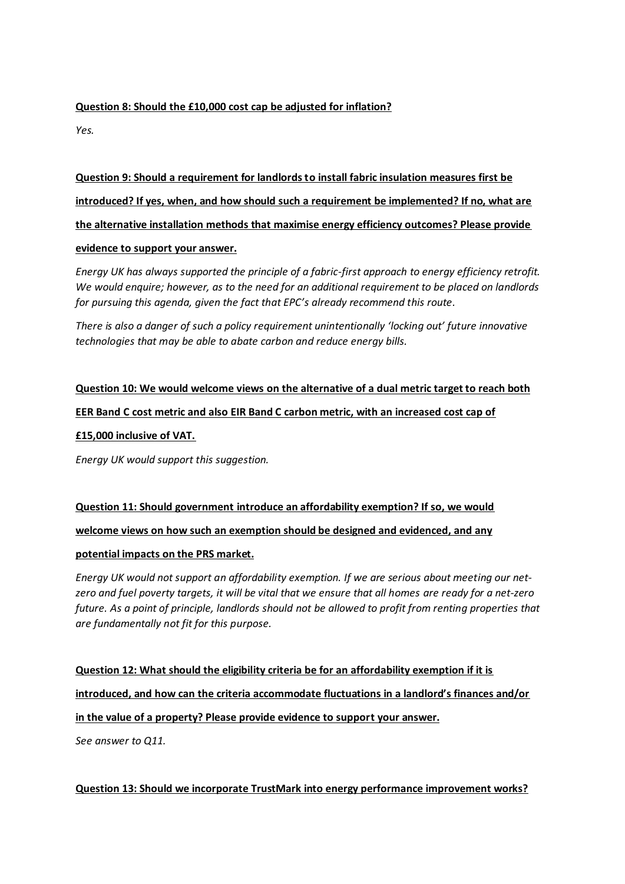**Question 8: Should the £10,000 cost cap be adjusted for inflation?**

*Yes.*

**Question 9: Should a requirement for landlords to install fabric insulation measures first be introduced? If yes, when, and how should such a requirement be implemented? If no, what are the alternative installation methods that maximise energy efficiency outcomes? Please provide evidence to support your answer.**

*Energy UK has always supported the principle of a fabric-first approach to energy efficiency retrofit. We would enquire; however, as to the need for an additional requirement to be placed on landlords for pursuing this agenda, given the fact that EPC's already recommend this route.*

*There is also a danger of such a policy requirement unintentionally 'locking out' future innovative technologies that may be able to abate carbon and reduce energy bills.*

**Question 10: We would welcome views on the alternative of a dual metric target to reach both EER Band C cost metric and also EIR Band C carbon metric, with an increased cost cap of £15,000 inclusive of VAT.**

*Energy UK would support this suggestion.*

**Question 11: Should government introduce an affordability exemption? If so, we would welcome views on how such an exemption should be designed and evidenced, and any potential impacts on the PRS market.**

*Energy UK would not support an affordability exemption. If we are serious about meeting our net-zero and fuel poverty targets, it will be vital that we ensure that all homes are ready for a net-zero future. As a point of principle, landlords should not be allowed to profit from renting properties that are fundamentally not fit for this purpose.*

**Question 12: What should the eligibility criteria be for an affordability exemption if it is introduced, and how can the criteria accommodate fluctuations in a landlord's finances and/or in the value of a property? Please provide evidence to support your answer.**

*See answer to Q11.*

**Question 13: Should we incorporate TrustMark into energy performance improvement works?**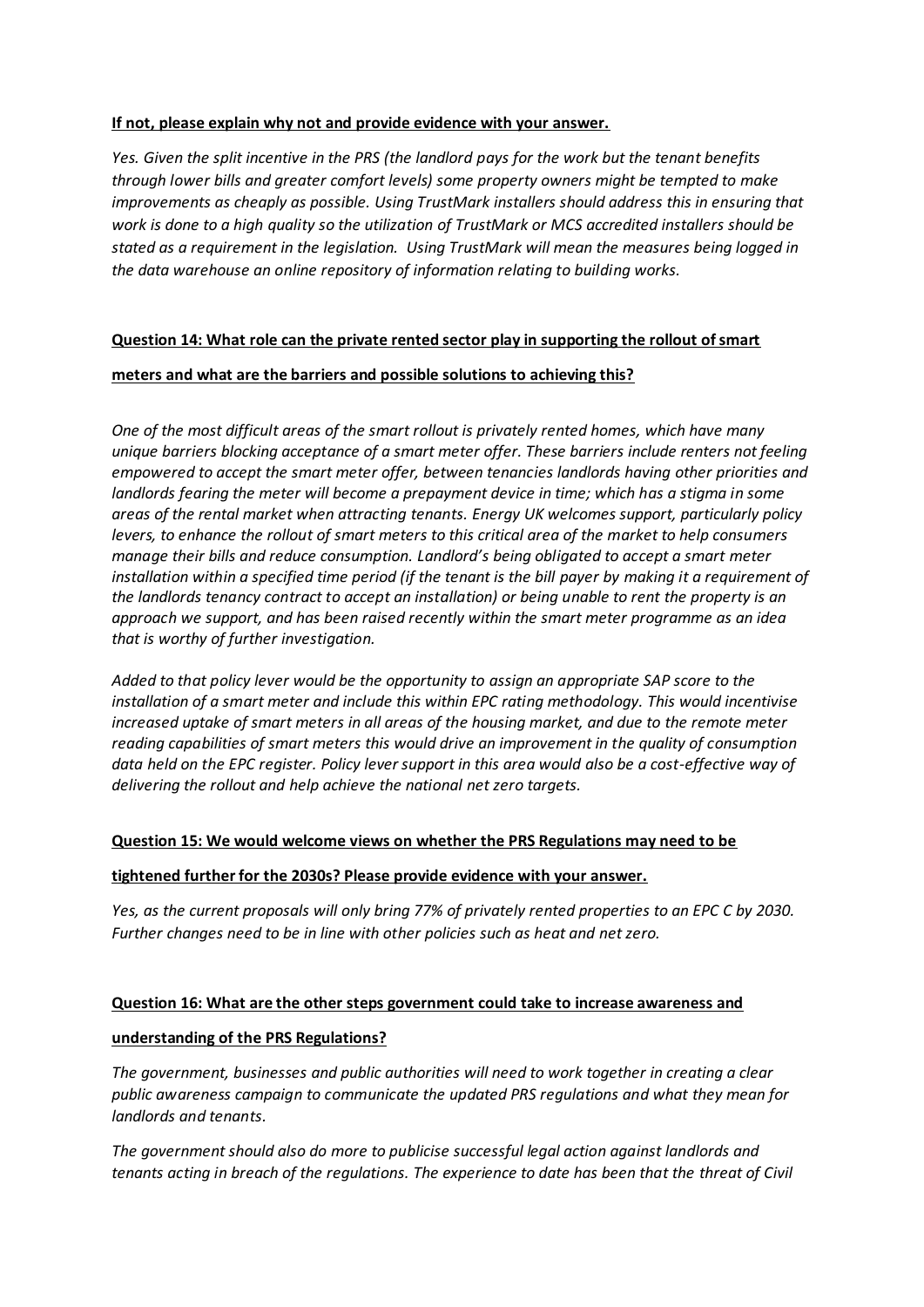**If not, please explain why not and provide evidence with your answer.**

*Yes. Given the split incentive in the PRS (the landlord pays for the work but the tenant benefits through lower bills and greater comfort levels) some property owners might be tempted to make improvements as cheaply as possible. Using TrustMark installers should address this in ensuring that work is done to a high quality so the utilization of TrustMark or MCS accredited installers should be stated as a requirement in the legislation. Using TrustMark will mean the measures being logged in the data warehouse an online repository of information relating to building works.*

**Question 14: What role can the private rented sector play in supporting the rollout of smart meters and what are the barriers and possible solutions to achieving this?**

*One of the most difficult areas of the smart rollout is privately rented homes, which have many unique barriers blocking acceptance of a smart meter offer. These barriers include renters not feeling empowered to accept the smart meter offer, between tenancies landlords having other priorities and landlords fearing the meter will become a prepayment device in time; which has a stigma in some areas of the rental market when attracting tenants. Energy UK welcomes support, particularly policy levers, to enhance the rollout of smart meters to this critical area of the market to help consumers manage their bills and reduce consumption. Landlord's being obligated to accept a smart meter installation within a specified time period (if the tenant is the bill payer by making it a requirement of the landlords tenancy contract to accept an installation) or being unable to rent the property is an approach we support, and has been raised recently within the smart meter programme as an idea that is worthy of further investigation.*

*Added to that policy lever would be the opportunity to assign an appropriate SAP score to the installation of a smart meter and include this within EPC rating methodology. This would incentivise increased uptake of smart meters in all areas of the housing market, and due to the remote meter reading capabilities of smart meters this would drive an improvement in the quality of consumption data held on the EPC register. Policy lever support in this area would also be a cost-effective way of delivering the rollout and help achieve the national net zero targets.*

**Question 15: We would welcome views on whether the PRS Regulations may need to be tightened further for the 2030s? Please provide evidence with your answer.**

*Yes, as the current proposals will only bring 77% of privately rented properties to an EPC C by 2030. Further changes need to be in line with other policies such as heat and net zero.*

**Question 16: What are the other steps government could take to increase awareness and understanding of the PRS Regulations?**

*The government, businesses and public authorities will need to work together in creating a clear public awareness campaign to communicate the updated PRS regulations and what they mean for landlords and tenants.*

*The government should also do more to publicise successful legal action against landlords and tenants acting in breach of the regulations. The experience to date has been that the threat of Civil*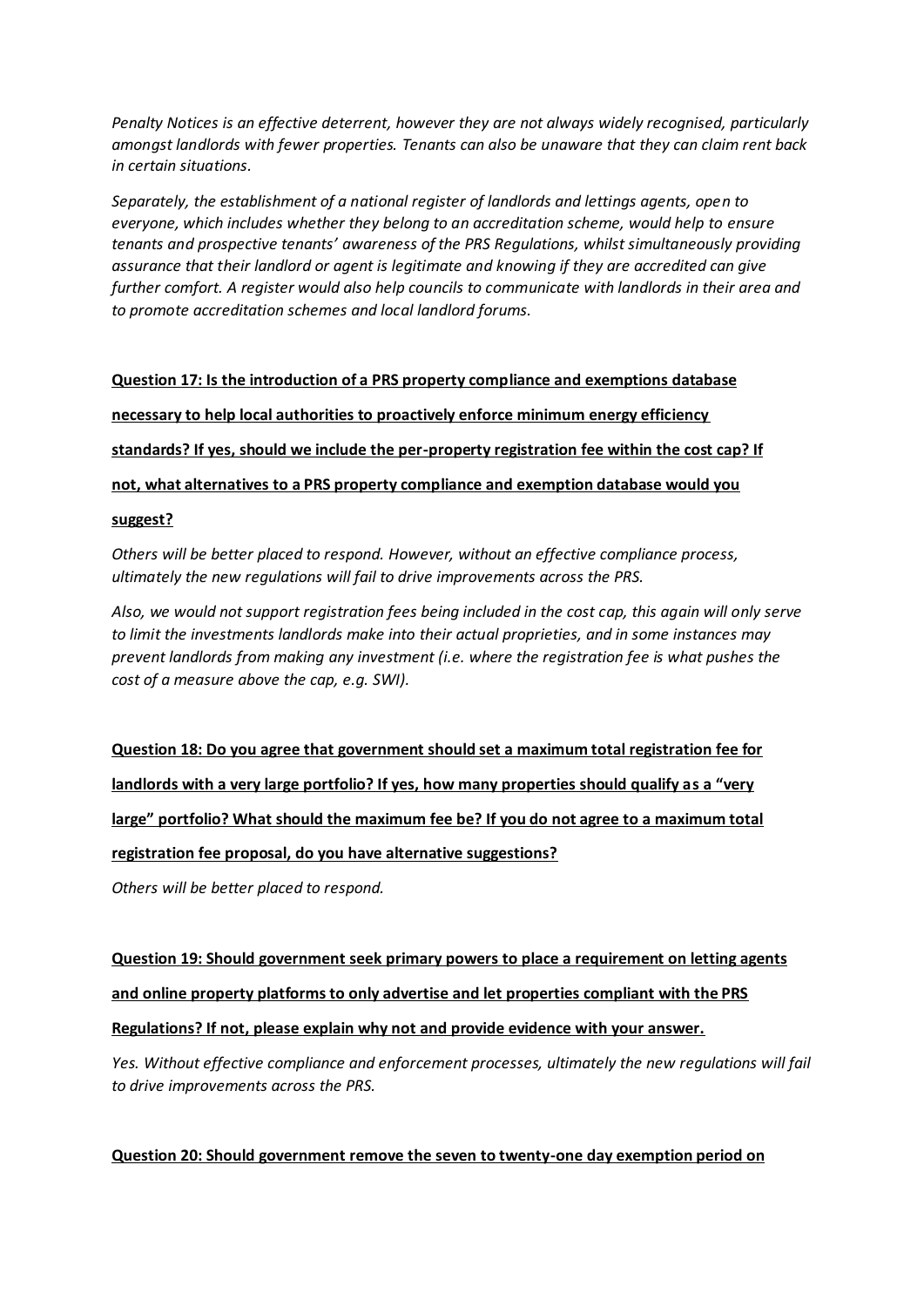*Penalty Notices is an effective deterrent, however they are not always widely recognised, particularly amongst landlords with fewer properties. Tenants can also be unaware that they can claim rent back in certain situations.*

*Separately, the establishment of a national register of landlords and lettings agents, open to everyone, which includes whether they belong to an accreditation scheme, would help to ensure tenants and prospective tenants' awareness of the PRS Regulations, whilst simultaneously providing assurance that their landlord or agent is legitimate and knowing if they are accredited can give further comfort. A register would also help councils to communicate with landlords in their area and to promote accreditation schemes and local landlord forums.*

**Question 17: Is the introduction of a PRS property compliance and exemptions database necessary to help local authorities to proactively enforce minimum energy efficiency standards? If yes, should we include the per-property registration fee within the cost cap? If not, what alternatives to a PRS property compliance and exemption database would you suggest?**

*Others will be better placed to respond. However, without an effective compliance process, ultimately the new regulations will fail to drive improvements across the PRS.*

*Also, we would not support registration fees being included in the cost cap, this again will only serve to limit the investments landlords make into their actual proprieties, and in some instances may prevent landlords from making any investment (i.e. where the registration fee is what pushes the cost of a measure above the cap, e.g. SWI).*

**Question 18: Do you agree that government should set a maximum total registration fee for landlords with a very large portfolio? If yes, how many properties should qualify as a "very large" portfolio? What should the maximum fee be? If you do not agree to a maximum total registration fee proposal, do you have alternative suggestions?**

*Others will be better placed to respond.*

**Question 19: Should government seek primary powers to place a requirement on letting agents and online property platforms to only advertise and let properties compliant with the PRS Regulations? If not, please explain why not and provide evidence with your answer.**

*Yes. Without effective compliance and enforcement processes, ultimately the new regulations will fail to drive improvements across the PRS.*

**Question 20: Should government remove the seven to twenty-one day exemption period on**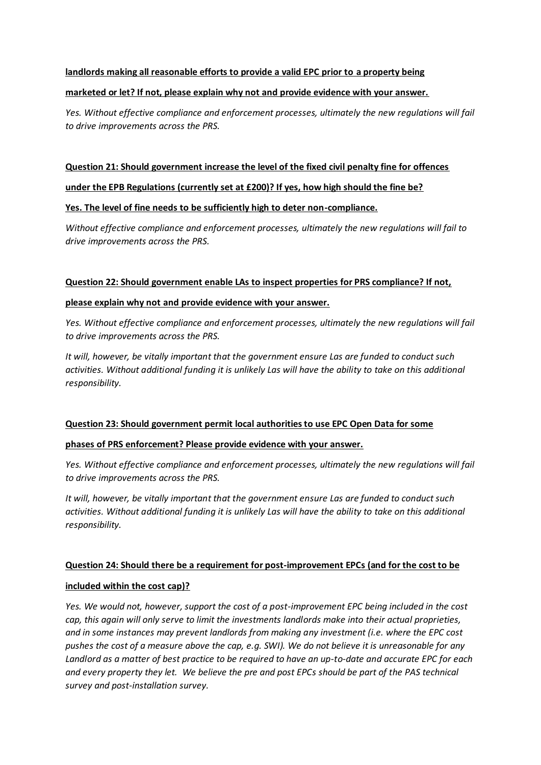**landlords making all reasonable efforts to provide a valid EPC prior to a property being marketed or let? If not, please explain why not and provide evidence with your answer.**

*Yes. Without effective compliance and enforcement processes, ultimately the new regulations will fail to drive improvements across the PRS.*

**Question 21: Should government increase the level of the fixed civil penalty fine for offences under the EPB Regulations (currently set at £200)? If yes, how high should the fine be?**

**Yes. The level of fine needs to be sufficiently high to deter non-compliance.**

*Without effective compliance and enforcement processes, ultimately the new regulations will fail to drive improvements across the PRS.*

**Question 22: Should government enable LAs to inspect properties for PRS compliance? If not, please explain why not and provide evidence with your answer.**

*Yes. Without effective compliance and enforcement processes, ultimately the new regulations will fail to drive improvements across the PRS.*

*It will, however, be vitally important that the government ensure Las are funded to conduct such activities. Without additional funding it is unlikely Las will have the ability to take on this additional responsibility.*

**Question 23: Should government permit local authorities to use EPC Open Data for some phases of PRS enforcement? Please provide evidence with your answer.**

*Yes. Without effective compliance and enforcement processes, ultimately the new regulations will fail to drive improvements across the PRS.*

*It will, however, be vitally important that the government ensure Las are funded to conduct such activities. Without additional funding it is unlikely Las will have the ability to take on this additional responsibility.*

**Question 24: Should there be a requirement for post-improvement EPCs (and for the cost to be included within the cost cap)?**

*Yes. We would not, however, support the cost of a post-improvement EPC being included in the cost cap, this again will only serve to limit the investments landlords make into their actual proprieties, and in some instances may prevent landlords from making any investment (i.e. where the EPC cost pushes the cost of a measure above the cap, e.g. SWI). We do not believe it is unreasonable for any Landlord as a matter of best practice to be required to have an up-to-date and accurate EPC for each and every property they let. We believe the pre and post EPCs should be part of the PAS technical survey and post-installation survey.*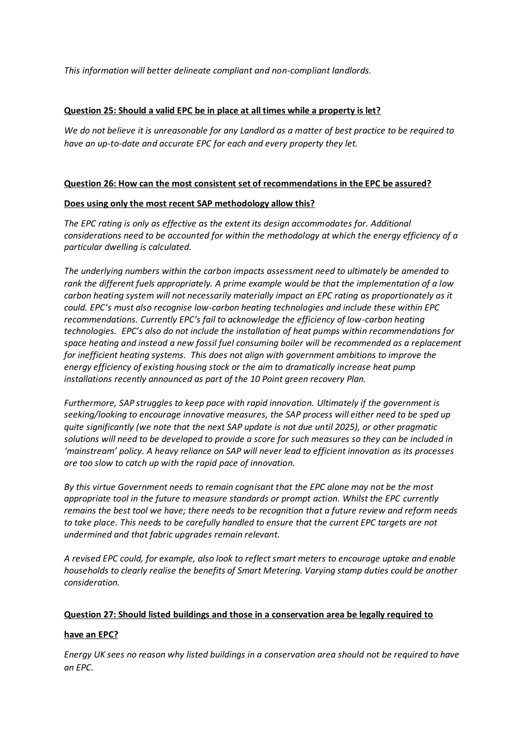*This information will better delineate compliant and non-compliant landlords.*

**<u>Question 25: Should a valid EPC be in place at all times while a property is let?</u>**

*We do not believe it is unreasonable for any Landlord as a matter of best practice to be required to have an up-to-date and accurate EPC for each and every property they let.*

**<u>Question 26: How can the most consistent set of recommendations in the EPC be assured?</u>**

**<u>Does using only the most recent SAP methodology allow this?</u>**

*The EPC rating is only as effective as the extent its design accommodates for. Additional considerations need to be accounted for within the methodology at which the energy efficiency of a particular dwelling is calculated.*

*The underlying numbers within the carbon impacts assessment need to ultimately be amended to rank the different fuels appropriately. A prime example would be that the implementation of a low carbon heating system will not necessarily materially impact an EPC rating as proportionately as it could. EPC's must also recognise low-carbon heating technologies and include these within EPC recommendations. Currently EPC's fail to acknowledge the efficiency of low-carbon heating technologies. EPC's also do not include the installation of heat pumps within recommendations for space heating and instead a new fossil fuel consuming boiler will be recommended as a replacement for inefficient heating systems. This does not align with government ambitions to improve the energy efficiency of existing housing stock or the aim to dramatically increase heat pump installations recently announced as part of the 10 Point green recovery Plan.*

*Furthermore, SAP struggles to keep pace with rapid innovation. Ultimately if the government is seeking/looking to encourage innovative measures, the SAP process will either need to be sped up quite significantly (we note that the next SAP update is not due until 2025), or other pragmatic solutions will need to be developed to provide a score for such measures so they can be included in 'mainstream' policy. A heavy reliance on SAP will never lead to efficient innovation as its processes are too slow to catch up with the rapid pace of innovation.*

*By this virtue Government needs to remain cognisant that the EPC alone may not be the most appropriate tool in the future to measure standards or prompt action. Whilst the EPC currently remains the best tool we have; there needs to be recognition that a future review and reform needs to take place. This needs to be carefully handled to ensure that the current EPC targets are not undermined and that fabric upgrades remain relevant.*

*A revised EPC could, for example, also look to reflect smart meters to encourage uptake and enable households to clearly realise the benefits of Smart Metering. Varying stamp duties could be another consideration.*

**<u>Question 27: Should listed buildings and those in a conservation area be legally required to</u>**

**<u>have an EPC?</u>**

*Energy UK sees no reason why listed buildings in a conservation area should not be required to have an EPC.*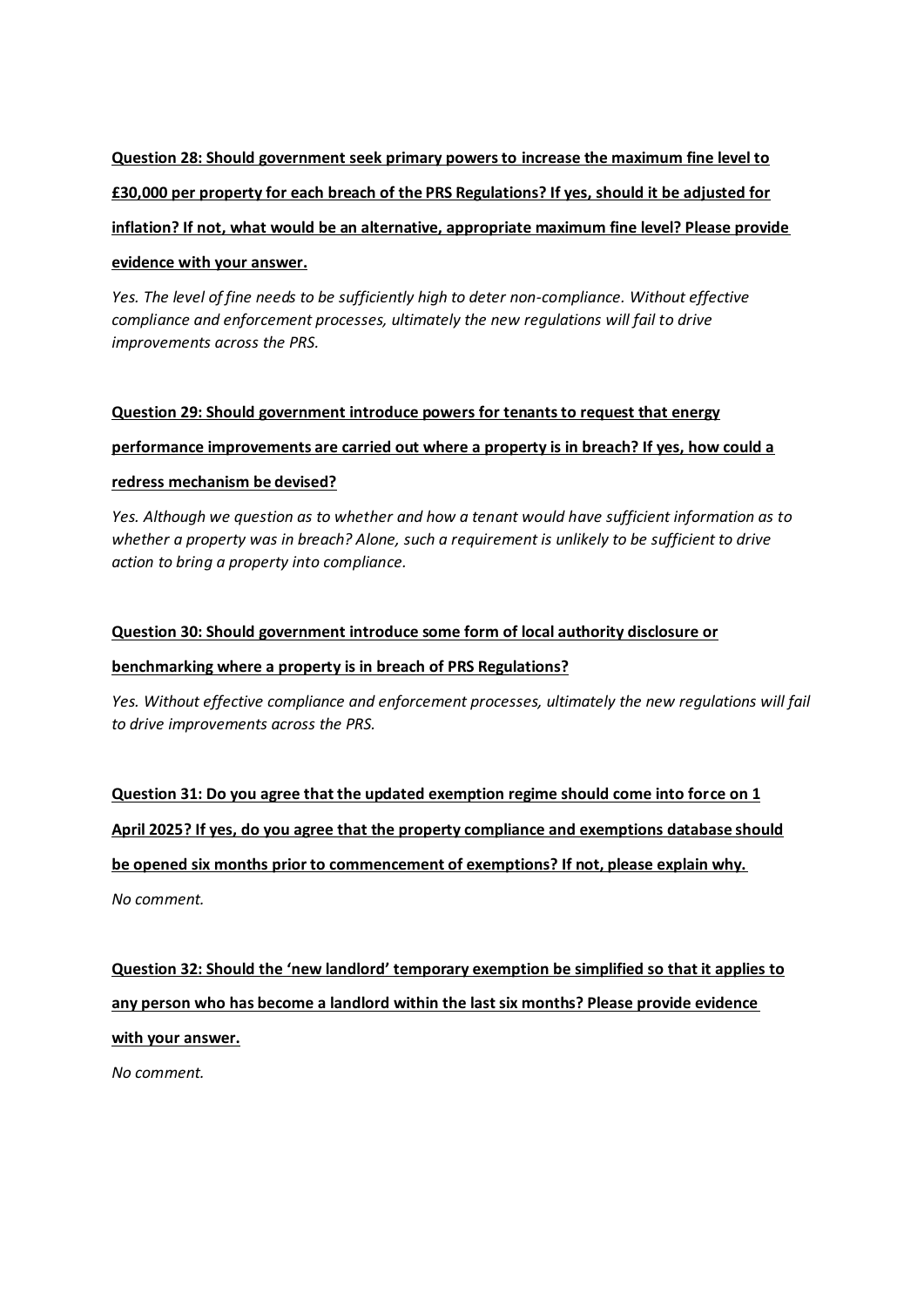**Question 28: Should government seek primary powers to increase the maximum fine level to £30,000 per property for each breach of the PRS Regulations? If yes, should it be adjusted for inflation? If not, what would be an alternative, appropriate maximum fine level? Please provide evidence with your answer.**

*Yes. The level of fine needs to be sufficiently high to deter non-compliance. Without effective compliance and enforcement processes, ultimately the new regulations will fail to drive improvements across the PRS.*

**Question 29: Should government introduce powers for tenants to request that energy performance improvements are carried out where a property is in breach? If yes, how could a redress mechanism be devised?**

*Yes. Although we question as to whether and how a tenant would have sufficient information as to whether a property was in breach? Alone, such a requirement is unlikely to be sufficient to drive action to bring a property into compliance.*

**Question 30: Should government introduce some form of local authority disclosure or benchmarking where a property is in breach of PRS Regulations?**

*Yes. Without effective compliance and enforcement processes, ultimately the new regulations will fail to drive improvements across the PRS.*

**Question 31: Do you agree that the updated exemption regime should come into force on 1 April 2025? If yes, do you agree that the property compliance and exemptions database should be opened six months prior to commencement of exemptions? If not, please explain why.**

*No comment.*

**Question 32: Should the 'new landlord' temporary exemption be simplified so that it applies to any person who has become a landlord within the last six months? Please provide evidence with your answer.**

*No comment.*